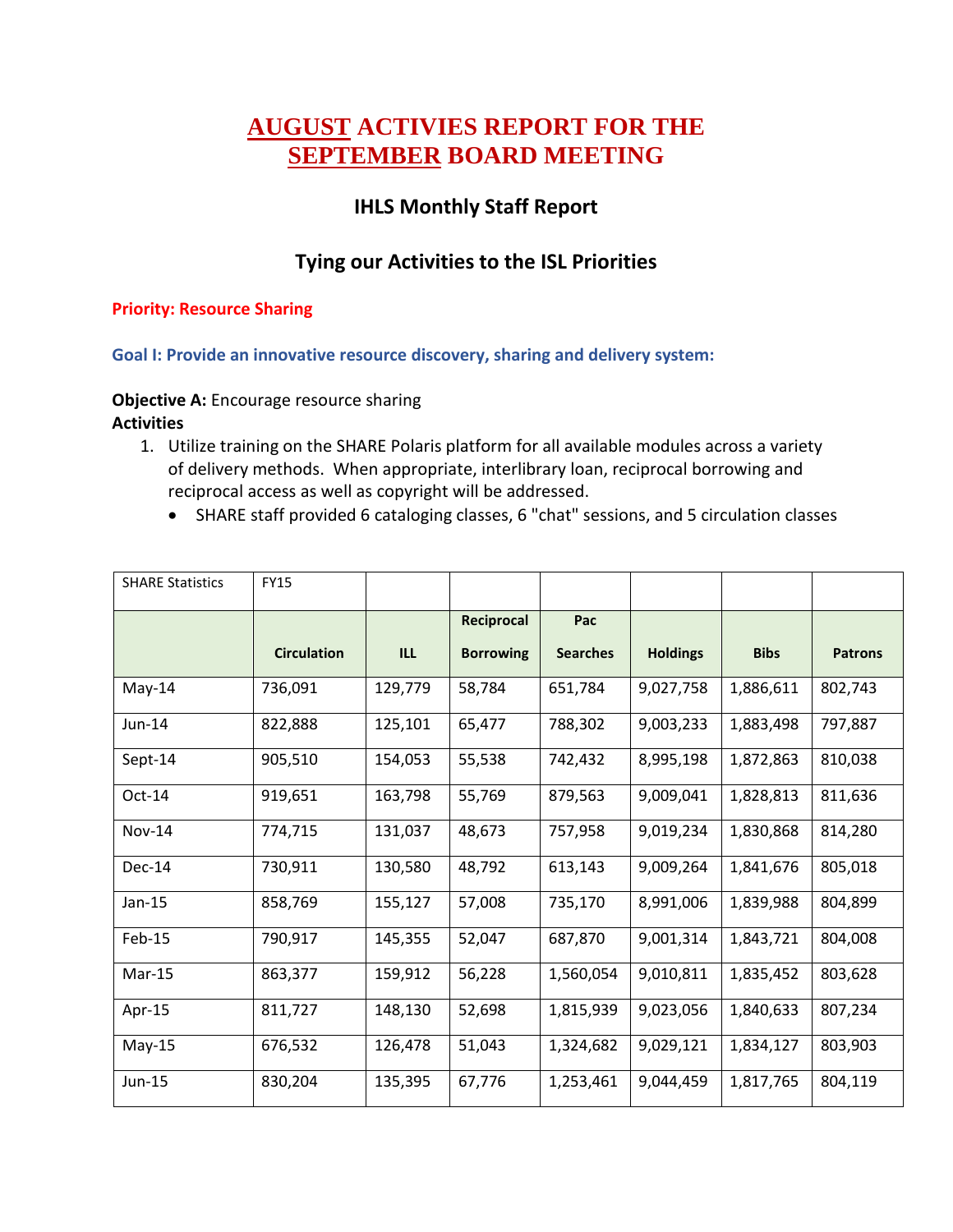# AUGUST ACTIVIES REPORT FOR THE SEPTEMBER BOARD MEETING

## IHLS Monthly Staff Report

## Tying our Activities to the ISL Priorities

**Priority: Resource Sharing**

**Goal I: Provide an innovative resource discovery, sharing and delivery system:**

**Objective A:** Encourage resource sharing

**Activities**

1. Utilize training on the SHARE Polaris platform for all available modules across a variety of delivery methods. When appropriate, interlibrary loan, reciprocal borrowing and reciprocal access as well as copyright will be addressed.
   - SHARE staff provided 6 cataloging classes, 6 "chat" sessions, and 5 circulation classes

| SHARE Statistics | FY15 | | | | | | |
|---|---|---|---|---|---|---|---|
| | **Circulation** | **ILL** | **Reciprocal Borrowing** | **Pac Searches** | **Holdings** | **Bibs** | **Patrons** |
| May-14 | 736,091 | 129,779 | 58,784 | 651,784 | 9,027,758 | 1,886,611 | 802,743 |
| Jun-14 | 822,888 | 125,101 | 65,477 | 788,302 | 9,003,233 | 1,883,498 | 797,887 |
| Sept-14 | 905,510 | 154,053 | 55,538 | 742,432 | 8,995,198 | 1,872,863 | 810,038 |
| Oct-14 | 919,651 | 163,798 | 55,769 | 879,563 | 9,009,041 | 1,828,813 | 811,636 |
| Nov-14 | 774,715 | 131,037 | 48,673 | 757,958 | 9,019,234 | 1,830,868 | 814,280 |
| Dec-14 | 730,911 | 130,580 | 48,792 | 613,143 | 9,009,264 | 1,841,676 | 805,018 |
| Jan-15 | 858,769 | 155,127 | 57,008 | 735,170 | 8,991,006 | 1,839,988 | 804,899 |
| Feb-15 | 790,917 | 145,355 | 52,047 | 687,870 | 9,001,314 | 1,843,721 | 804,008 |
| Mar-15 | 863,377 | 159,912 | 56,228 | 1,560,054 | 9,010,811 | 1,835,452 | 803,628 |
| Apr-15 | 811,727 | 148,130 | 52,698 | 1,815,939 | 9,023,056 | 1,840,633 | 807,234 |
| May-15 | 676,532 | 126,478 | 51,043 | 1,324,682 | 9,029,121 | 1,834,127 | 803,903 |
| Jun-15 | 830,204 | 135,395 | 67,776 | 1,253,461 | 9,044,459 | 1,817,765 | 804,119 |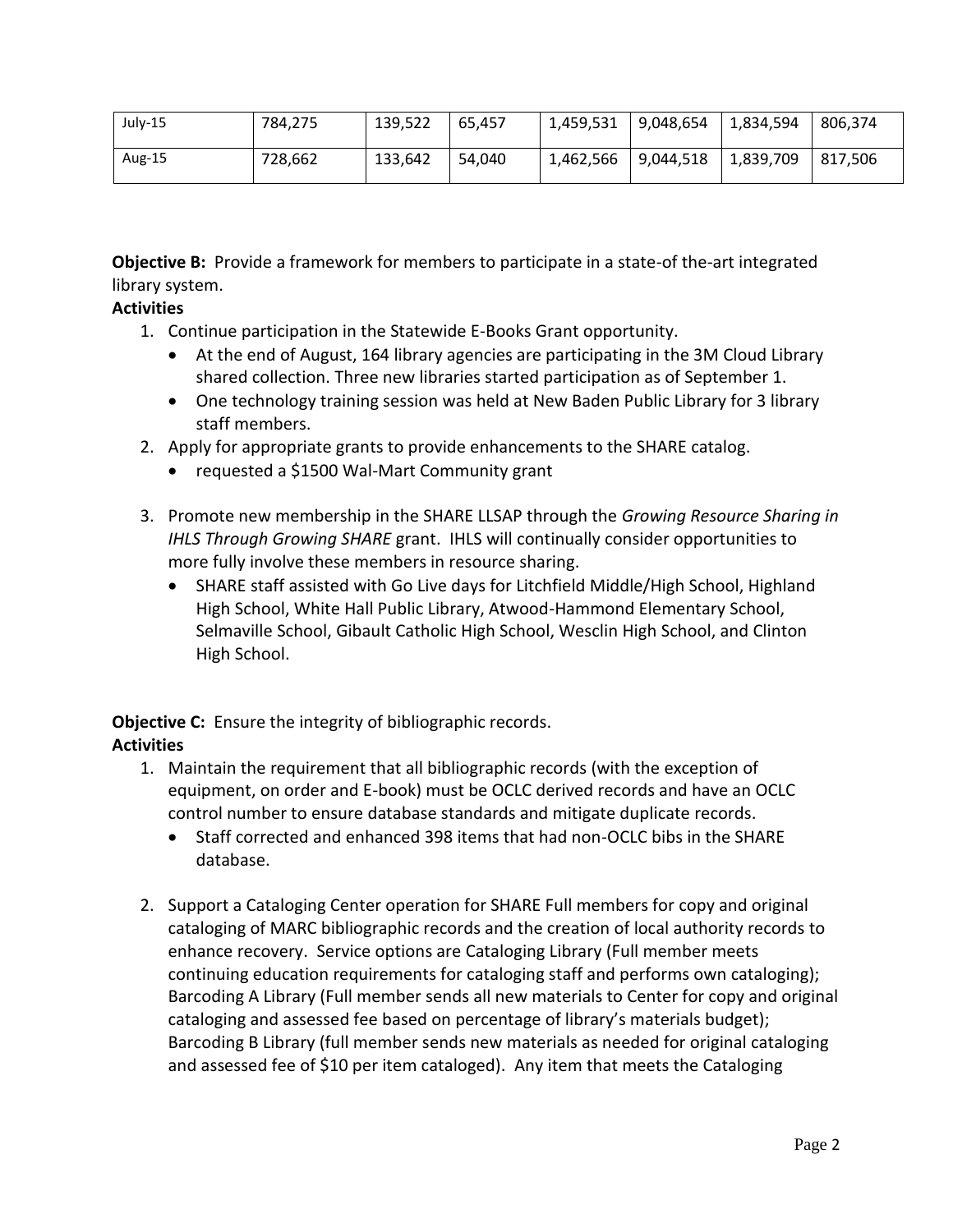| July-15 | 784,275 | 139,522 | 65,457 | 1,459,531 | 9,048,654 | 1,834,594 | 806,374 |
|---|---|---|---|---|---|---|---|
| Aug-15 | 728,662 | 133,642 | 54,040 | 1,462,566 | 9,044,518 | 1,839,709 | 817,506 |

**Objective B:** Provide a framework for members to participate in a state-of the-art integrated library system.

**Activities**

1. Continue participation in the Statewide E-Books Grant opportunity.
   - At the end of August, 164 library agencies are participating in the 3M Cloud Library shared collection. Three new libraries started participation as of September 1.
   - One technology training session was held at New Baden Public Library for 3 library staff members.
2. Apply for appropriate grants to provide enhancements to the SHARE catalog.
   - requested a $1500 Wal-Mart Community grant
3. Promote new membership in the SHARE LLSAP through the *Growing Resource Sharing in IHLS Through Growing SHARE* grant. IHLS will continually consider opportunities to more fully involve these members in resource sharing.
   - SHARE staff assisted with Go Live days for Litchfield Middle/High School, Highland High School, White Hall Public Library, Atwood-Hammond Elementary School, Selmaville School, Gibault Catholic High School, Wesclin High School, and Clinton High School.

**Objective C:** Ensure the integrity of bibliographic records.

**Activities**

1. Maintain the requirement that all bibliographic records (with the exception of equipment, on order and E-book) must be OCLC derived records and have an OCLC control number to ensure database standards and mitigate duplicate records.
   - Staff corrected and enhanced 398 items that had non-OCLC bibs in the SHARE database.
2. Support a Cataloging Center operation for SHARE Full members for copy and original cataloging of MARC bibliographic records and the creation of local authority records to enhance recovery. Service options are Cataloging Library (Full member meets continuing education requirements for cataloging staff and performs own cataloging); Barcoding A Library (Full member sends all new materials to Center for copy and original cataloging and assessed fee based on percentage of library's materials budget); Barcoding B Library (full member sends new materials as needed for original cataloging and assessed fee of $10 per item cataloged). Any item that meets the Cataloging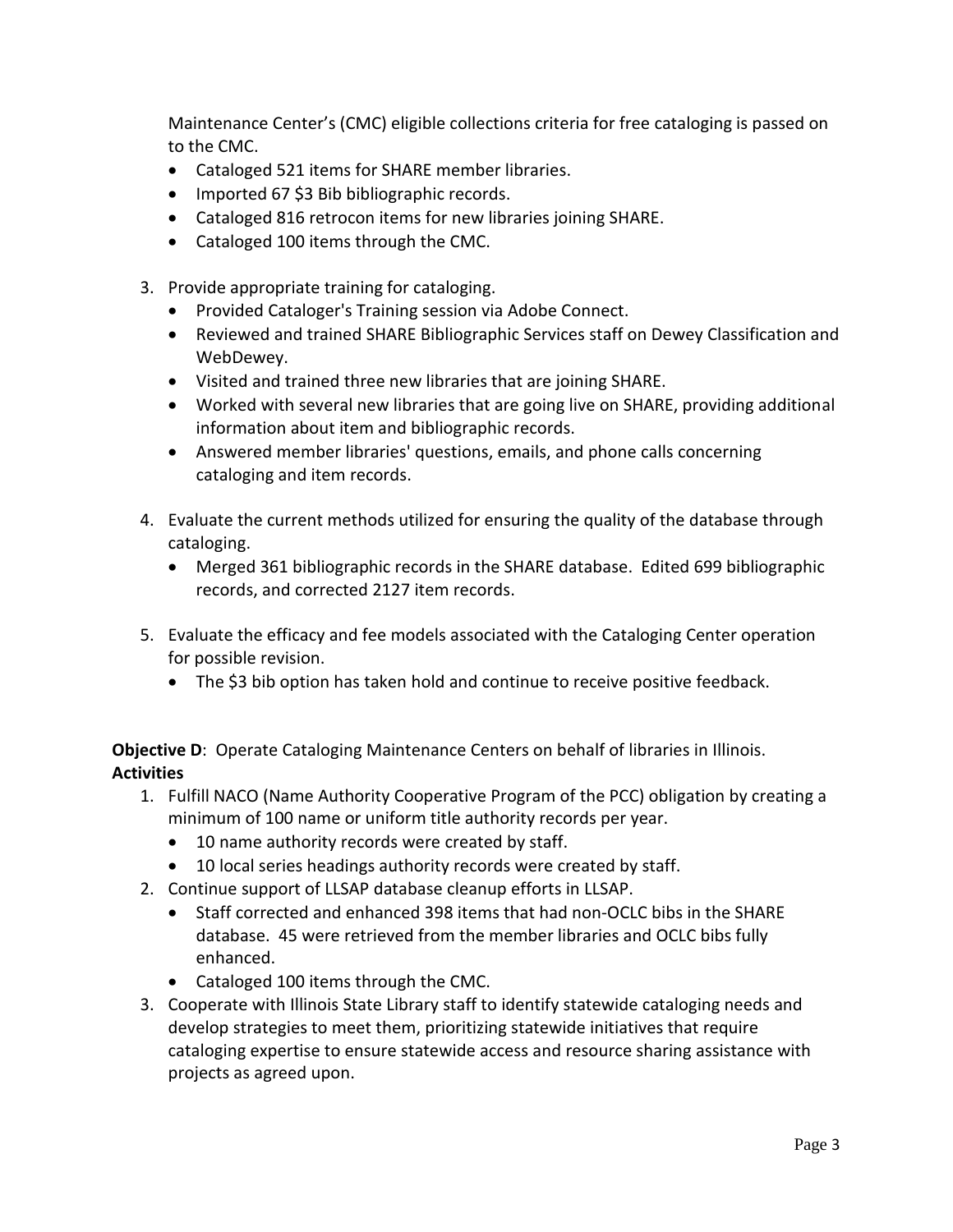Maintenance Center's (CMC) eligible collections criteria for free cataloging is passed on to the CMC.

- Cataloged 521 items for SHARE member libraries.
- Imported 67 $3 Bib bibliographic records.
- Cataloged 816 retrocon items for new libraries joining SHARE.
- Cataloged 100 items through the CMC.

3. Provide appropriate training for cataloging.
   - Provided Cataloger's Training session via Adobe Connect.
   - Reviewed and trained SHARE Bibliographic Services staff on Dewey Classification and WebDewey.
   - Visited and trained three new libraries that are joining SHARE.
   - Worked with several new libraries that are going live on SHARE, providing additional information about item and bibliographic records.
   - Answered member libraries' questions, emails, and phone calls concerning cataloging and item records.

4. Evaluate the current methods utilized for ensuring the quality of the database through cataloging.
   - Merged 361 bibliographic records in the SHARE database. Edited 699 bibliographic records, and corrected 2127 item records.

5. Evaluate the efficacy and fee models associated with the Cataloging Center operation for possible revision.
   - The $3 bib option has taken hold and continue to receive positive feedback.

**Objective D**: Operate Cataloging Maintenance Centers on behalf of libraries in Illinois.
**Activities**

1. Fulfill NACO (Name Authority Cooperative Program of the PCC) obligation by creating a minimum of 100 name or uniform title authority records per year.
   - 10 name authority records were created by staff.
   - 10 local series headings authority records were created by staff.
2. Continue support of LLSAP database cleanup efforts in LLSAP.
   - Staff corrected and enhanced 398 items that had non-OCLC bibs in the SHARE database. 45 were retrieved from the member libraries and OCLC bibs fully enhanced.
   - Cataloged 100 items through the CMC.
3. Cooperate with Illinois State Library staff to identify statewide cataloging needs and develop strategies to meet them, prioritizing statewide initiatives that require cataloging expertise to ensure statewide access and resource sharing assistance with projects as agreed upon.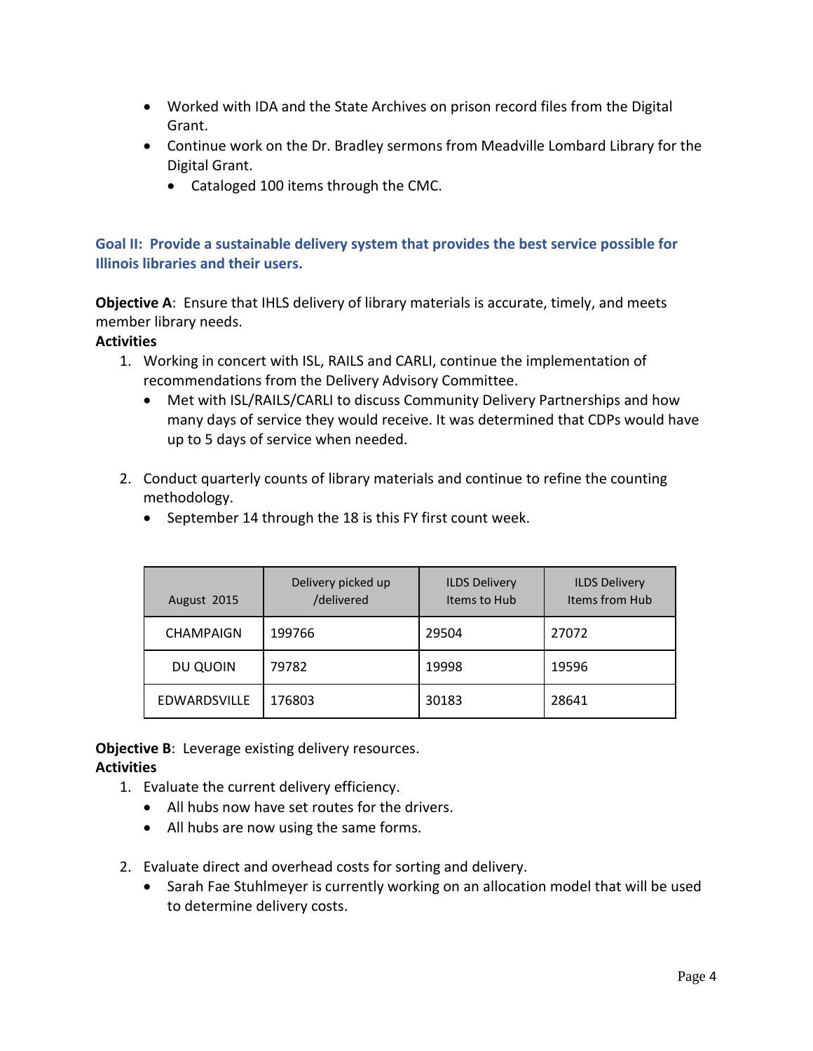- Worked with IDA and the State Archives on prison record files from the Digital Grant.
- Continue work on the Dr. Bradley sermons from Meadville Lombard Library for the Digital Grant.
  - Cataloged 100 items through the CMC.

## Goal II: Provide a sustainable delivery system that provides the best service possible for Illinois libraries and their users.

**Objective A**: Ensure that IHLS delivery of library materials is accurate, timely, and meets member library needs.

**Activities**

1. Working in concert with ISL, RAILS and CARLI, continue the implementation of recommendations from the Delivery Advisory Committee.
   - Met with ISL/RAILS/CARLI to discuss Community Delivery Partnerships and how many days of service they would receive. It was determined that CDPs would have up to 5 days of service when needed.

2. Conduct quarterly counts of library materials and continue to refine the counting methodology.
   - September 14 through the 18 is this FY first count week.

| August 2015 | Delivery picked up /delivered | ILDS Delivery Items to Hub | ILDS Delivery Items from Hub |
|---|---|---|---|
| CHAMPAIGN | 199766 | 29504 | 27072 |
| DU QUOIN | 79782 | 19998 | 19596 |
| EDWARDSVILLE | 176803 | 30183 | 28641 |

**Objective B**: Leverage existing delivery resources.

**Activities**

1. Evaluate the current delivery efficiency.
   - All hubs now have set routes for the drivers.
   - All hubs are now using the same forms.

2. Evaluate direct and overhead costs for sorting and delivery.
   - Sarah Fae Stuhlmeyer is currently working on an allocation model that will be used to determine delivery costs.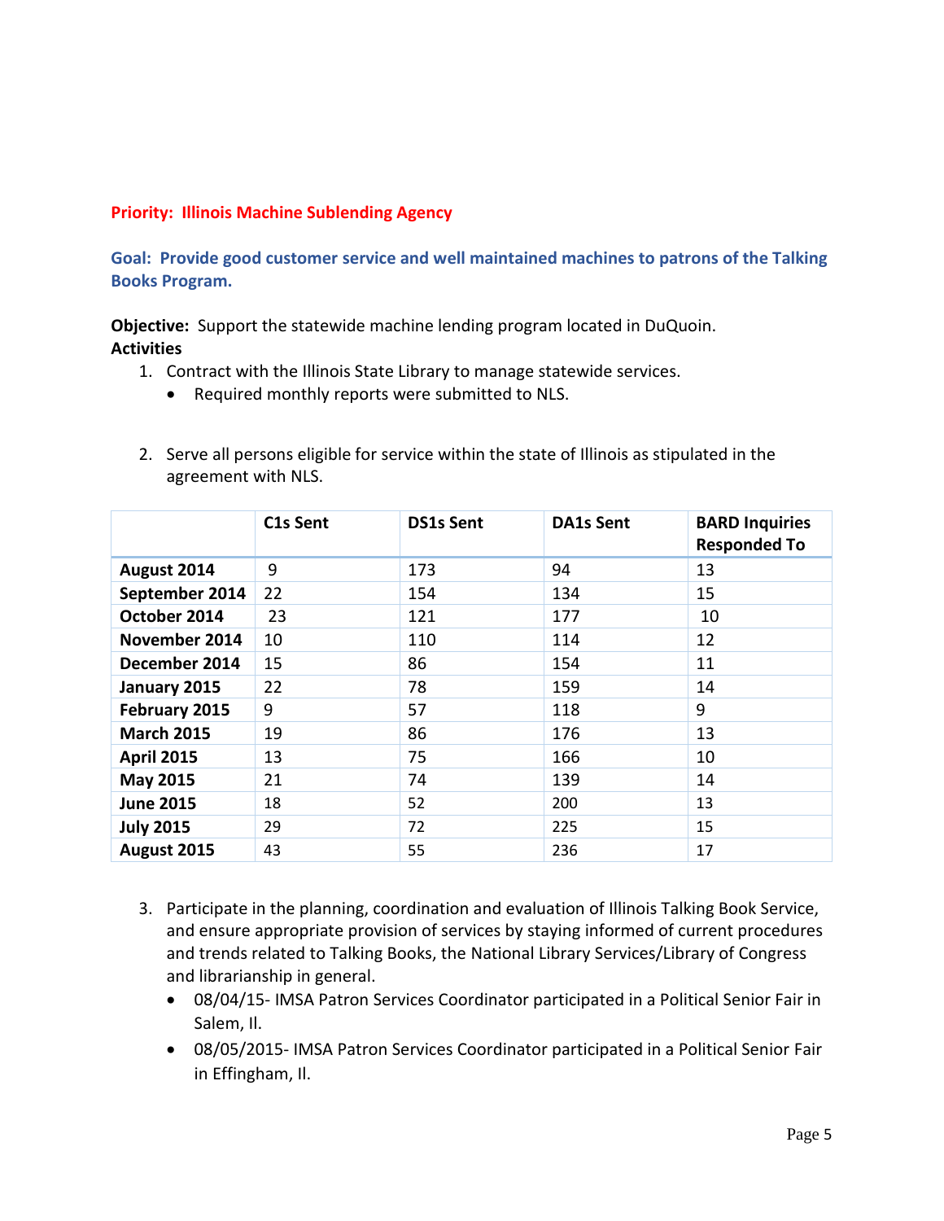**Priority: Illinois Machine Sublending Agency**

**Goal: Provide good customer service and well maintained machines to patrons of the Talking Books Program.**

**Objective:** Support the statewide machine lending program located in DuQuoin.

**Activities**

1. Contract with the Illinois State Library to manage statewide services.
   - Required monthly reports were submitted to NLS.

2. Serve all persons eligible for service within the state of Illinois as stipulated in the agreement with NLS.

| | C1s Sent | DS1s Sent | DA1s Sent | BARD Inquiries Responded To |
|---|---|---|---|---|
| **August 2014** | 9 | 173 | 94 | 13 |
| **September 2014** | 22 | 154 | 134 | 15 |
| **October 2014** | 23 | 121 | 177 | 10 |
| **November 2014** | 10 | 110 | 114 | 12 |
| **December 2014** | 15 | 86 | 154 | 11 |
| **January 2015** | 22 | 78 | 159 | 14 |
| **February 2015** | 9 | 57 | 118 | 9 |
| **March 2015** | 19 | 86 | 176 | 13 |
| **April 2015** | 13 | 75 | 166 | 10 |
| **May 2015** | 21 | 74 | 139 | 14 |
| **June 2015** | 18 | 52 | 200 | 13 |
| **July 2015** | 29 | 72 | 225 | 15 |
| **August 2015** | 43 | 55 | 236 | 17 |

3. Participate in the planning, coordination and evaluation of Illinois Talking Book Service, and ensure appropriate provision of services by staying informed of current procedures and trends related to Talking Books, the National Library Services/Library of Congress and librarianship in general.
   - 08/04/15- IMSA Patron Services Coordinator participated in a Political Senior Fair in Salem, Il.
   - 08/05/2015- IMSA Patron Services Coordinator participated in a Political Senior Fair in Effingham, Il.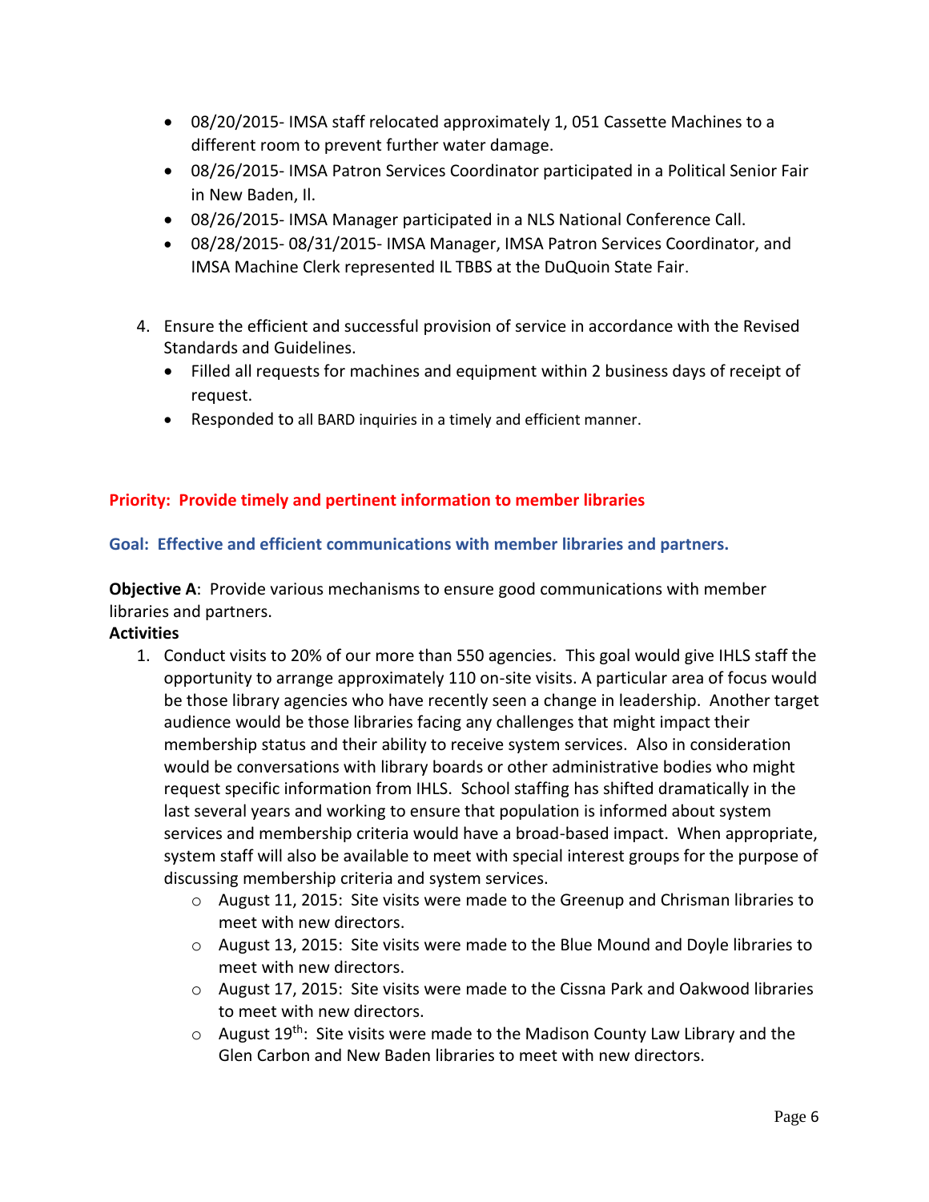- 08/20/2015- IMSA staff relocated approximately 1, 051 Cassette Machines to a different room to prevent further water damage.
- 08/26/2015- IMSA Patron Services Coordinator participated in a Political Senior Fair in New Baden, Il.
- 08/26/2015- IMSA Manager participated in a NLS National Conference Call.
- 08/28/2015- 08/31/2015- IMSA Manager, IMSA Patron Services Coordinator, and IMSA Machine Clerk represented IL TBBS at the DuQuoin State Fair.

4. Ensure the efficient and successful provision of service in accordance with the Revised Standards and Guidelines.
   - Filled all requests for machines and equipment within 2 business days of receipt of request.
   - Responded to all BARD inquiries in a timely and efficient manner.

## Priority: Provide timely and pertinent information to member libraries

### Goal: Effective and efficient communications with member libraries and partners.

**Objective A**: Provide various mechanisms to ensure good communications with member libraries and partners.

**Activities**

1. Conduct visits to 20% of our more than 550 agencies. This goal would give IHLS staff the opportunity to arrange approximately 110 on-site visits. A particular area of focus would be those library agencies who have recently seen a change in leadership. Another target audience would be those libraries facing any challenges that might impact their membership status and their ability to receive system services. Also in consideration would be conversations with library boards or other administrative bodies who might request specific information from IHLS. School staffing has shifted dramatically in the last several years and working to ensure that population is informed about system services and membership criteria would have a broad-based impact. When appropriate, system staff will also be available to meet with special interest groups for the purpose of discussing membership criteria and system services.
   - August 11, 2015: Site visits were made to the Greenup and Chrisman libraries to meet with new directors.
   - August 13, 2015: Site visits were made to the Blue Mound and Doyle libraries to meet with new directors.
   - August 17, 2015: Site visits were made to the Cissna Park and Oakwood libraries to meet with new directors.
   - August 19th: Site visits were made to the Madison County Law Library and the Glen Carbon and New Baden libraries to meet with new directors.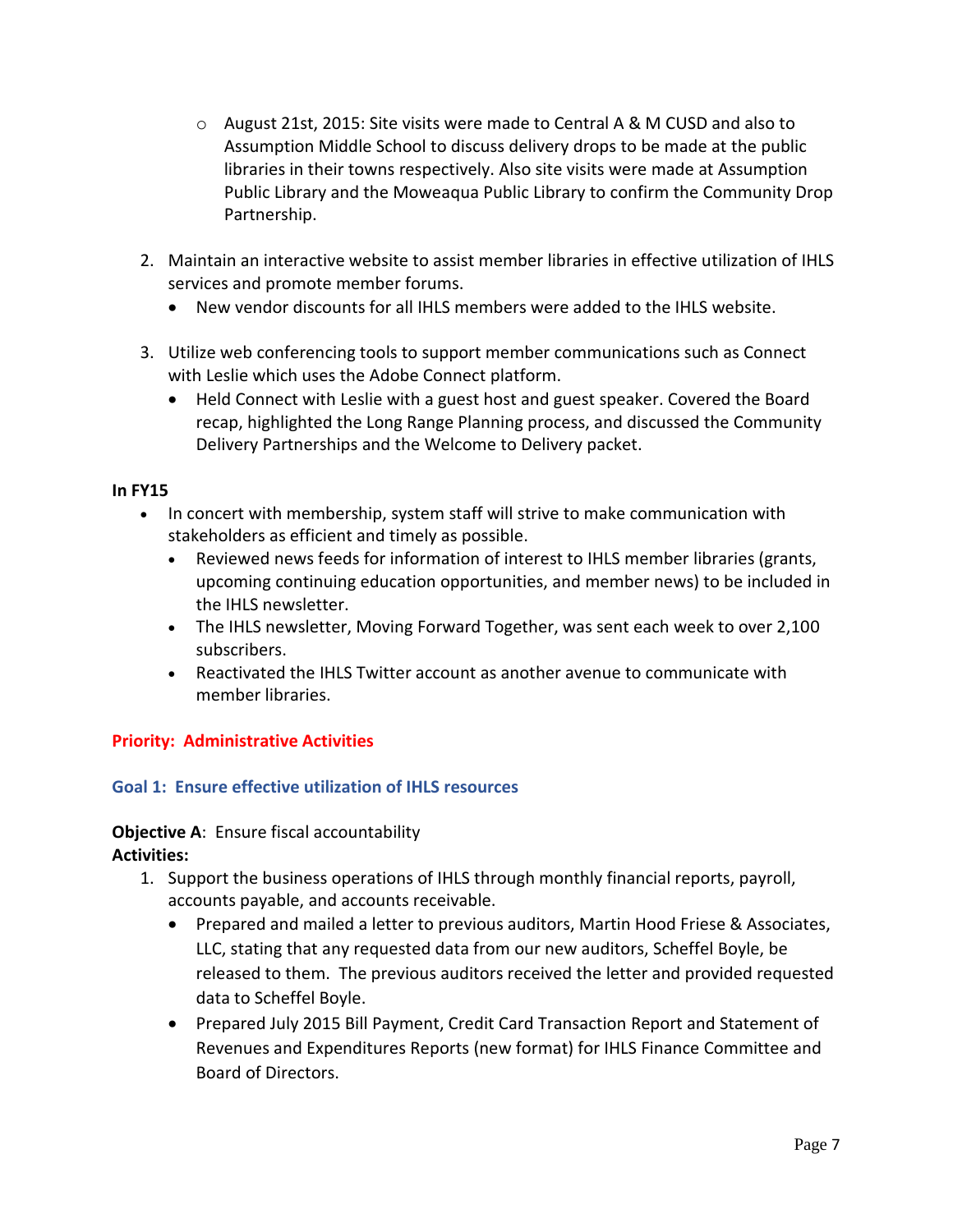- August 21st, 2015: Site visits were made to Central A & M CUSD and also to Assumption Middle School to discuss delivery drops to be made at the public libraries in their towns respectively. Also site visits were made at Assumption Public Library and the Moweaqua Public Library to confirm the Community Drop Partnership.

2. Maintain an interactive website to assist member libraries in effective utilization of IHLS services and promote member forums.
    - New vendor discounts for all IHLS members were added to the IHLS website.

3. Utilize web conferencing tools to support member communications such as Connect with Leslie which uses the Adobe Connect platform.
    - Held Connect with Leslie with a guest host and guest speaker. Covered the Board recap, highlighted the Long Range Planning process, and discussed the Community Delivery Partnerships and the Welcome to Delivery packet.

**In FY15**

- In concert with membership, system staff will strive to make communication with stakeholders as efficient and timely as possible.
    - Reviewed news feeds for information of interest to IHLS member libraries (grants, upcoming continuing education opportunities, and member news) to be included in the IHLS newsletter.
    - The IHLS newsletter, Moving Forward Together, was sent each week to over 2,100 subscribers.
    - Reactivated the IHLS Twitter account as another avenue to communicate with member libraries.

## Priority: Administrative Activities

### Goal 1: Ensure effective utilization of IHLS resources

**Objective A**: Ensure fiscal accountability
**Activities:**

1. Support the business operations of IHLS through monthly financial reports, payroll, accounts payable, and accounts receivable.
    - Prepared and mailed a letter to previous auditors, Martin Hood Friese & Associates, LLC, stating that any requested data from our new auditors, Scheffel Boyle, be released to them. The previous auditors received the letter and provided requested data to Scheffel Boyle.
    - Prepared July 2015 Bill Payment, Credit Card Transaction Report and Statement of Revenues and Expenditures Reports (new format) for IHLS Finance Committee and Board of Directors.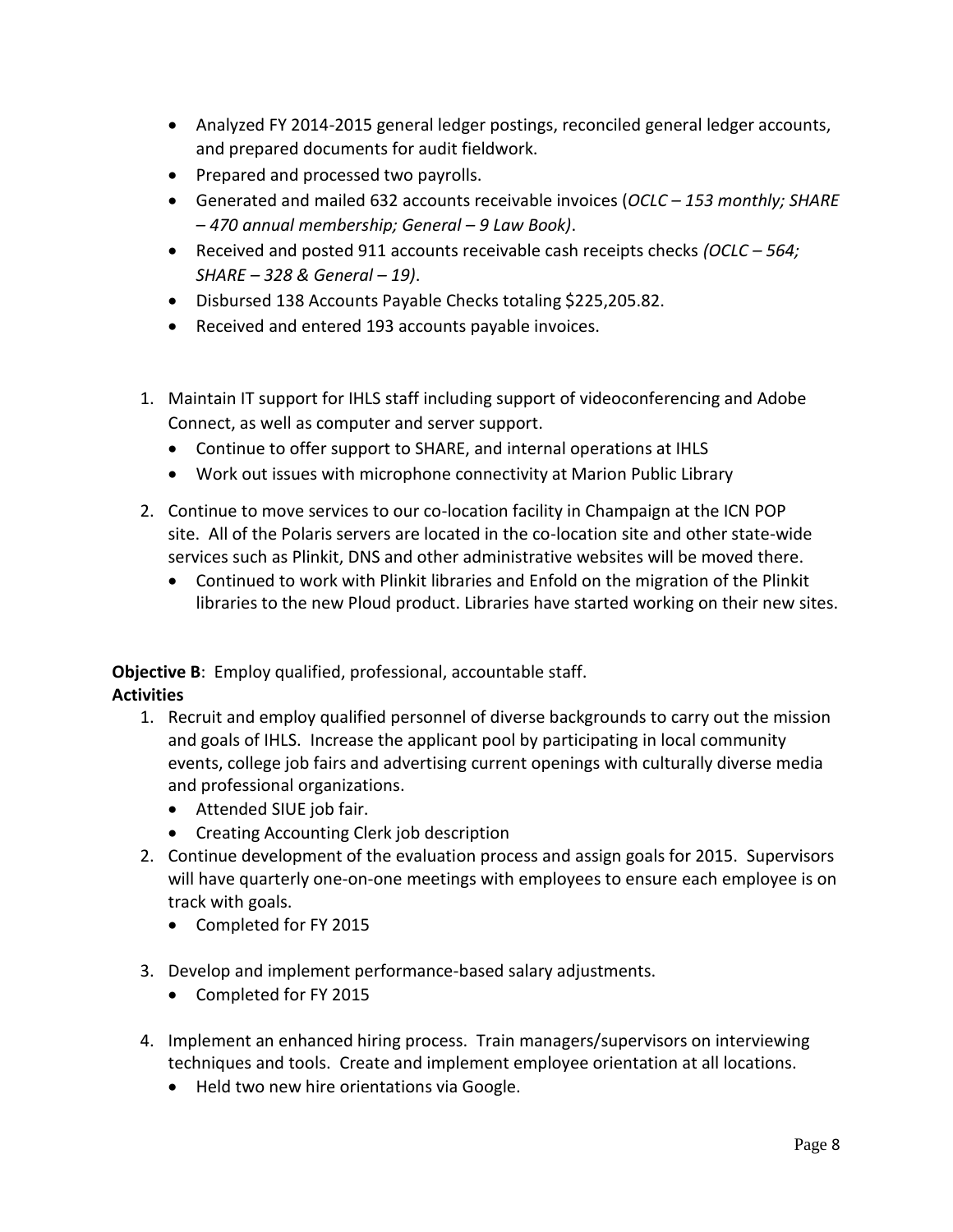- Analyzed FY 2014-2015 general ledger postings, reconciled general ledger accounts, and prepared documents for audit fieldwork.
- Prepared and processed two payrolls.
- Generated and mailed 632 accounts receivable invoices (*OCLC – 153 monthly; SHARE – 470 annual membership; General – 9 Law Book)*.
- Received and posted 911 accounts receivable cash receipts checks *(OCLC – 564; SHARE – 328 & General – 19)*.
- Disbursed 138 Accounts Payable Checks totaling $225,205.82.
- Received and entered 193 accounts payable invoices.

1. Maintain IT support for IHLS staff including support of videoconferencing and Adobe Connect, as well as computer and server support.
   - Continue to offer support to SHARE, and internal operations at IHLS
   - Work out issues with microphone connectivity at Marion Public Library
2. Continue to move services to our co-location facility in Champaign at the ICN POP site. All of the Polaris servers are located in the co-location site and other state-wide services such as Plinkit, DNS and other administrative websites will be moved there.
   - Continued to work with Plinkit libraries and Enfold on the migration of the Plinkit libraries to the new Ploud product. Libraries have started working on their new sites.

**Objective B**: Employ qualified, professional, accountable staff.
**Activities**

1. Recruit and employ qualified personnel of diverse backgrounds to carry out the mission and goals of IHLS. Increase the applicant pool by participating in local community events, college job fairs and advertising current openings with culturally diverse media and professional organizations.
   - Attended SIUE job fair.
   - Creating Accounting Clerk job description
2. Continue development of the evaluation process and assign goals for 2015. Supervisors will have quarterly one-on-one meetings with employees to ensure each employee is on track with goals.
   - Completed for FY 2015
3. Develop and implement performance-based salary adjustments.
   - Completed for FY 2015
4. Implement an enhanced hiring process. Train managers/supervisors on interviewing techniques and tools. Create and implement employee orientation at all locations.
   - Held two new hire orientations via Google.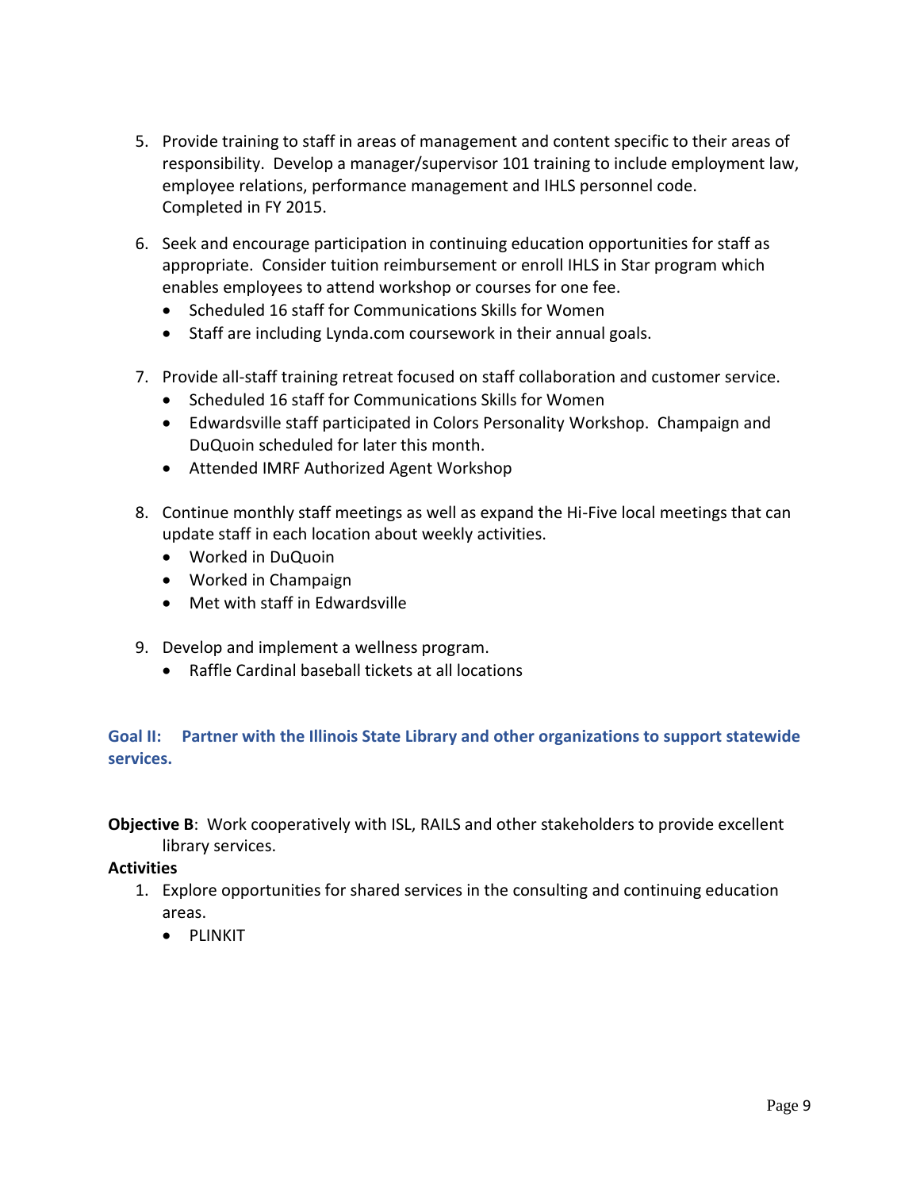5. Provide training to staff in areas of management and content specific to their areas of responsibility. Develop a manager/supervisor 101 training to include employment law, employee relations, performance management and IHLS personnel code. Completed in FY 2015.

6. Seek and encourage participation in continuing education opportunities for staff as appropriate. Consider tuition reimbursement or enroll IHLS in Star program which enables employees to attend workshop or courses for one fee.
   - Scheduled 16 staff for Communications Skills for Women
   - Staff are including Lynda.com coursework in their annual goals.

7. Provide all-staff training retreat focused on staff collaboration and customer service.
   - Scheduled 16 staff for Communications Skills for Women
   - Edwardsville staff participated in Colors Personality Workshop. Champaign and DuQuoin scheduled for later this month.
   - Attended IMRF Authorized Agent Workshop

8. Continue monthly staff meetings as well as expand the Hi-Five local meetings that can update staff in each location about weekly activities.
   - Worked in DuQuoin
   - Worked in Champaign
   - Met with staff in Edwardsville

9. Develop and implement a wellness program.
   - Raffle Cardinal baseball tickets at all locations

## Goal II: Partner with the Illinois State Library and other organizations to support statewide services.

**Objective B**: Work cooperatively with ISL, RAILS and other stakeholders to provide excellent library services.

**Activities**

1. Explore opportunities for shared services in the consulting and continuing education areas.
   - PLINKIT